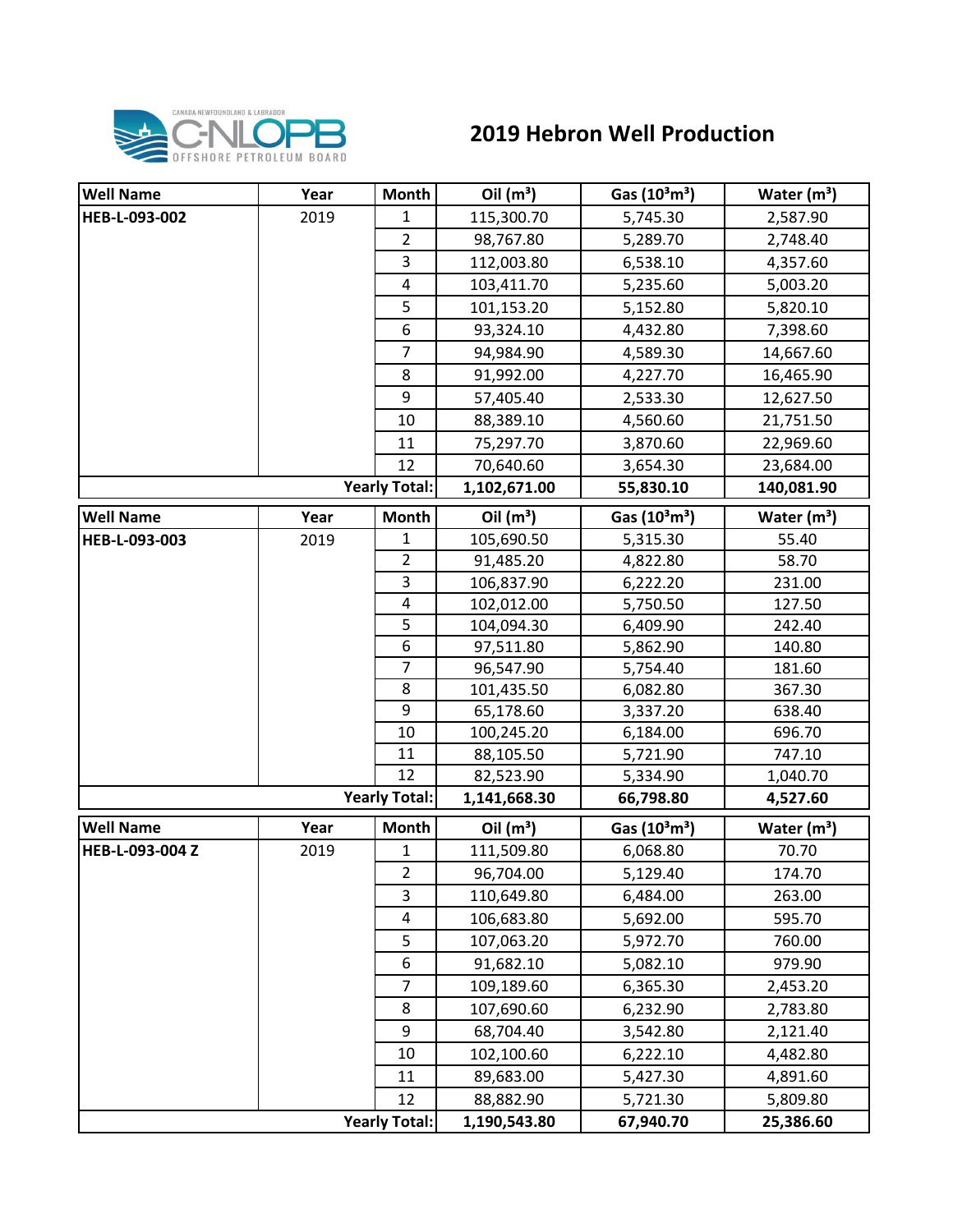# 2019 Hebron Well Production

| Well Name | Year | Month | Oil ($m^3$) | Gas ($10^3m^3$) | Water ($m^3$) |
|---|---|---|---|---|---|
| HEB-L-093-002 | 2019 | 1 | 115,300.70 | 5,745.30 | 2,587.90 |
| | | 2 | 98,767.80 | 5,289.70 | 2,748.40 |
| | | 3 | 112,003.80 | 6,538.10 | 4,357.60 |
| | | 4 | 103,411.70 | 5,235.60 | 5,003.20 |
| | | 5 | 101,153.20 | 5,152.80 | 5,820.10 |
| | | 6 | 93,324.10 | 4,432.80 | 7,398.60 |
| | | 7 | 94,984.90 | 4,589.30 | 14,667.60 |
| | | 8 | 91,992.00 | 4,227.70 | 16,465.90 |
| | | 9 | 57,405.40 | 2,533.30 | 12,627.50 |
| | | 10 | 88,389.10 | 4,560.60 | 21,751.50 |
| | | 11 | 75,297.70 | 3,870.60 | 22,969.60 |
| | | 12 | 70,640.60 | 3,654.30 | 23,684.00 |
| | | **Yearly Total:** | **1,102,671.00** | **55,830.10** | **140,081.90** |

| Well Name | Year | Month | Oil ($m^3$) | Gas ($10^3m^3$) | Water ($m^3$) |
|---|---|---|---|---|---|
| HEB-L-093-003 | 2019 | 1 | 105,690.50 | 5,315.30 | 55.40 |
| | | 2 | 91,485.20 | 4,822.80 | 58.70 |
| | | 3 | 106,837.90 | 6,222.20 | 231.00 |
| | | 4 | 102,012.00 | 5,750.50 | 127.50 |
| | | 5 | 104,094.30 | 6,409.90 | 242.40 |
| | | 6 | 97,511.80 | 5,862.90 | 140.80 |
| | | 7 | 96,547.90 | 5,754.40 | 181.60 |
| | | 8 | 101,435.50 | 6,082.80 | 367.30 |
| | | 9 | 65,178.60 | 3,337.20 | 638.40 |
| | | 10 | 100,245.20 | 6,184.00 | 696.70 |
| | | 11 | 88,105.50 | 5,721.90 | 747.10 |
| | | 12 | 82,523.90 | 5,334.90 | 1,040.70 |
| | | **Yearly Total:** | **1,141,668.30** | **66,798.80** | **4,527.60** |

| Well Name | Year | Month | Oil ($m^3$) | Gas ($10^3m^3$) | Water ($m^3$) |
|---|---|---|---|---|---|
| HEB-L-093-004 Z | 2019 | 1 | 111,509.80 | 6,068.80 | 70.70 |
| | | 2 | 96,704.00 | 5,129.40 | 174.70 |
| | | 3 | 110,649.80 | 6,484.00 | 263.00 |
| | | 4 | 106,683.80 | 5,692.00 | 595.70 |
| | | 5 | 107,063.20 | 5,972.70 | 760.00 |
| | | 6 | 91,682.10 | 5,082.10 | 979.90 |
| | | 7 | 109,189.60 | 6,365.30 | 2,453.20 |
| | | 8 | 107,690.60 | 6,232.90 | 2,783.80 |
| | | 9 | 68,704.40 | 3,542.80 | 2,121.40 |
| | | 10 | 102,100.60 | 6,222.10 | 4,482.80 |
| | | 11 | 89,683.00 | 5,427.30 | 4,891.60 |
| | | 12 | 88,882.90 | 5,721.30 | 5,809.80 |
| | | **Yearly Total:** | **1,190,543.80** | **67,940.70** | **25,386.60** |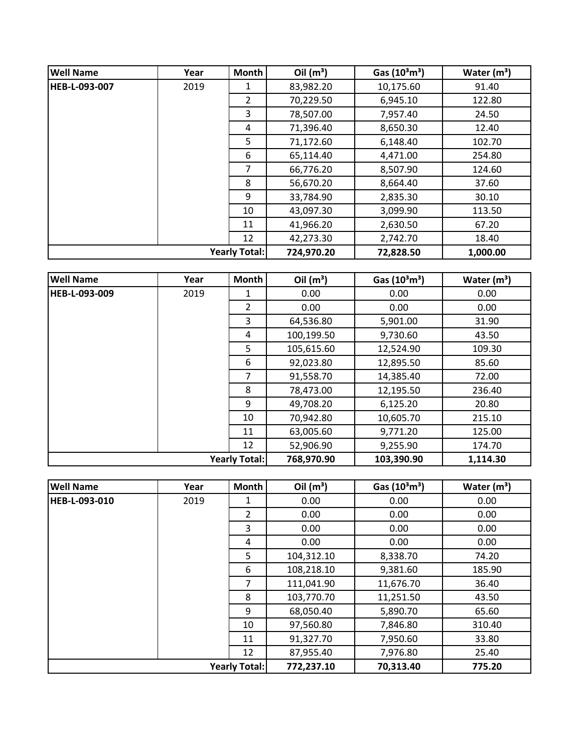| Well Name | Year | Month | Oil ($m^3$) | Gas ($10^3m^3$) | Water ($m^3$) |
|---|---|---|---|---|---|
| **HEB-L-093-007** | 2019 | 1 | 83,982.20 | 10,175.60 | 91.40 |
| | | 2 | 70,229.50 | 6,945.10 | 122.80 |
| | | 3 | 78,507.00 | 7,957.40 | 24.50 |
| | | 4 | 71,396.40 | 8,650.30 | 12.40 |
| | | 5 | 71,172.60 | 6,148.40 | 102.70 |
| | | 6 | 65,114.40 | 4,471.00 | 254.80 |
| | | 7 | 66,776.20 | 8,507.90 | 124.60 |
| | | 8 | 56,670.20 | 8,664.40 | 37.60 |
| | | 9 | 33,784.90 | 2,835.30 | 30.10 |
| | | 10 | 43,097.30 | 3,099.90 | 113.50 |
| | | 11 | 41,966.20 | 2,630.50 | 67.20 |
| | | 12 | 42,273.30 | 2,742.70 | 18.40 |
| | | **Yearly Total:** | **724,970.20** | **72,828.50** | **1,000.00** |

| Well Name | Year | Month | Oil ($m^3$) | Gas ($10^3m^3$) | Water ($m^3$) |
|---|---|---|---|---|---|
| **HEB-L-093-009** | 2019 | 1 | 0.00 | 0.00 | 0.00 |
| | | 2 | 0.00 | 0.00 | 0.00 |
| | | 3 | 64,536.80 | 5,901.00 | 31.90 |
| | | 4 | 100,199.50 | 9,730.60 | 43.50 |
| | | 5 | 105,615.60 | 12,524.90 | 109.30 |
| | | 6 | 92,023.80 | 12,895.50 | 85.60 |
| | | 7 | 91,558.70 | 14,385.40 | 72.00 |
| | | 8 | 78,473.00 | 12,195.50 | 236.40 |
| | | 9 | 49,708.20 | 6,125.20 | 20.80 |
| | | 10 | 70,942.80 | 10,605.70 | 215.10 |
| | | 11 | 63,005.60 | 9,771.20 | 125.00 |
| | | 12 | 52,906.90 | 9,255.90 | 174.70 |
| | | **Yearly Total:** | **768,970.90** | **103,390.90** | **1,114.30** |

| Well Name | Year | Month | Oil ($m^3$) | Gas ($10^3m^3$) | Water ($m^3$) |
|---|---|---|---|---|---|
| **HEB-L-093-010** | 2019 | 1 | 0.00 | 0.00 | 0.00 |
| | | 2 | 0.00 | 0.00 | 0.00 |
| | | 3 | 0.00 | 0.00 | 0.00 |
| | | 4 | 0.00 | 0.00 | 0.00 |
| | | 5 | 104,312.10 | 8,338.70 | 74.20 |
| | | 6 | 108,218.10 | 9,381.60 | 185.90 |
| | | 7 | 111,041.90 | 11,676.70 | 36.40 |
| | | 8 | 103,770.70 | 11,251.50 | 43.50 |
| | | 9 | 68,050.40 | 5,890.70 | 65.60 |
| | | 10 | 97,560.80 | 7,846.80 | 310.40 |
| | | 11 | 91,327.70 | 7,950.60 | 33.80 |
| | | 12 | 87,955.40 | 7,976.80 | 25.40 |
| | | **Yearly Total:** | **772,237.10** | **70,313.40** | **775.20** |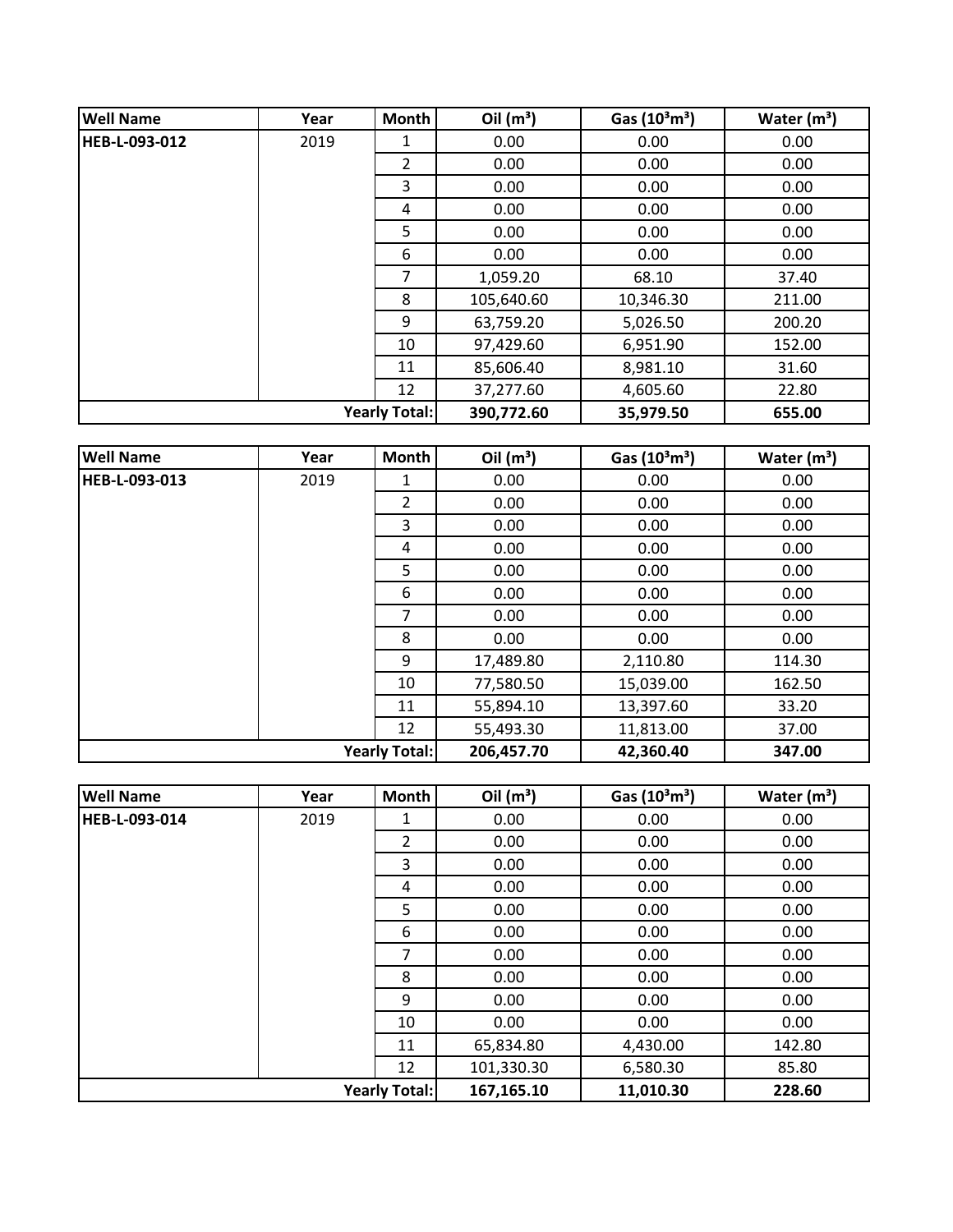| Well Name | Year | Month | Oil ($m^3$) | Gas ($10^3m^3$) | Water ($m^3$) |
|---|---|---|---|---|---|
| HEB-L-093-012 | 2019 | 1 | 0.00 | 0.00 | 0.00 |
| | | 2 | 0.00 | 0.00 | 0.00 |
| | | 3 | 0.00 | 0.00 | 0.00 |
| | | 4 | 0.00 | 0.00 | 0.00 |
| | | 5 | 0.00 | 0.00 | 0.00 |
| | | 6 | 0.00 | 0.00 | 0.00 |
| | | 7 | 1,059.20 | 68.10 | 37.40 |
| | | 8 | 105,640.60 | 10,346.30 | 211.00 |
| | | 9 | 63,759.20 | 5,026.50 | 200.20 |
| | | 10 | 97,429.60 | 6,951.90 | 152.00 |
| | | 11 | 85,606.40 | 8,981.10 | 31.60 |
| | | 12 | 37,277.60 | 4,605.60 | 22.80 |
| | | **Yearly Total:** | **390,772.60** | **35,979.50** | **655.00** |

| Well Name | Year | Month | Oil ($m^3$) | Gas ($10^3m^3$) | Water ($m^3$) |
|---|---|---|---|---|---|
| HEB-L-093-013 | 2019 | 1 | 0.00 | 0.00 | 0.00 |
| | | 2 | 0.00 | 0.00 | 0.00 |
| | | 3 | 0.00 | 0.00 | 0.00 |
| | | 4 | 0.00 | 0.00 | 0.00 |
| | | 5 | 0.00 | 0.00 | 0.00 |
| | | 6 | 0.00 | 0.00 | 0.00 |
| | | 7 | 0.00 | 0.00 | 0.00 |
| | | 8 | 0.00 | 0.00 | 0.00 |
| | | 9 | 17,489.80 | 2,110.80 | 114.30 |
| | | 10 | 77,580.50 | 15,039.00 | 162.50 |
| | | 11 | 55,894.10 | 13,397.60 | 33.20 |
| | | 12 | 55,493.30 | 11,813.00 | 37.00 |
| | | **Yearly Total:** | **206,457.70** | **42,360.40** | **347.00** |

| Well Name | Year | Month | Oil ($m^3$) | Gas ($10^3m^3$) | Water ($m^3$) |
|---|---|---|---|---|---|
| HEB-L-093-014 | 2019 | 1 | 0.00 | 0.00 | 0.00 |
| | | 2 | 0.00 | 0.00 | 0.00 |
| | | 3 | 0.00 | 0.00 | 0.00 |
| | | 4 | 0.00 | 0.00 | 0.00 |
| | | 5 | 0.00 | 0.00 | 0.00 |
| | | 6 | 0.00 | 0.00 | 0.00 |
| | | 7 | 0.00 | 0.00 | 0.00 |
| | | 8 | 0.00 | 0.00 | 0.00 |
| | | 9 | 0.00 | 0.00 | 0.00 |
| | | 10 | 0.00 | 0.00 | 0.00 |
| | | 11 | 65,834.80 | 4,430.00 | 142.80 |
| | | 12 | 101,330.30 | 6,580.30 | 85.80 |
| | | **Yearly Total:** | **167,165.10** | **11,010.30** | **228.60** |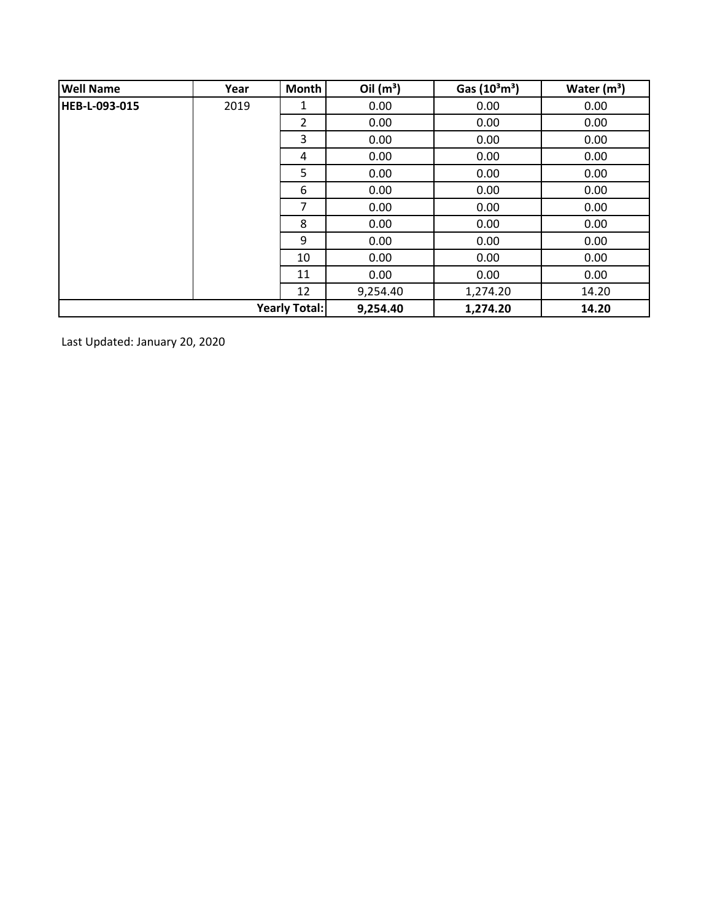| Well Name | Year | Month | Oil ($m^3$) | Gas ($10^3m^3$) | Water ($m^3$) |
|---|---|---|---|---|---|
| **HEB-L-093-015** | 2019 | 1 | 0.00 | 0.00 | 0.00 |
| | | 2 | 0.00 | 0.00 | 0.00 |
| | | 3 | 0.00 | 0.00 | 0.00 |
| | | 4 | 0.00 | 0.00 | 0.00 |
| | | 5 | 0.00 | 0.00 | 0.00 |
| | | 6 | 0.00 | 0.00 | 0.00 |
| | | 7 | 0.00 | 0.00 | 0.00 |
| | | 8 | 0.00 | 0.00 | 0.00 |
| | | 9 | 0.00 | 0.00 | 0.00 |
| | | 10 | 0.00 | 0.00 | 0.00 |
| | | 11 | 0.00 | 0.00 | 0.00 |
| | | 12 | 9,254.40 | 1,274.20 | 14.20 |
| | | **Yearly Total:** | **9,254.40** | **1,274.20** | **14.20** |

Last Updated: January 20, 2020